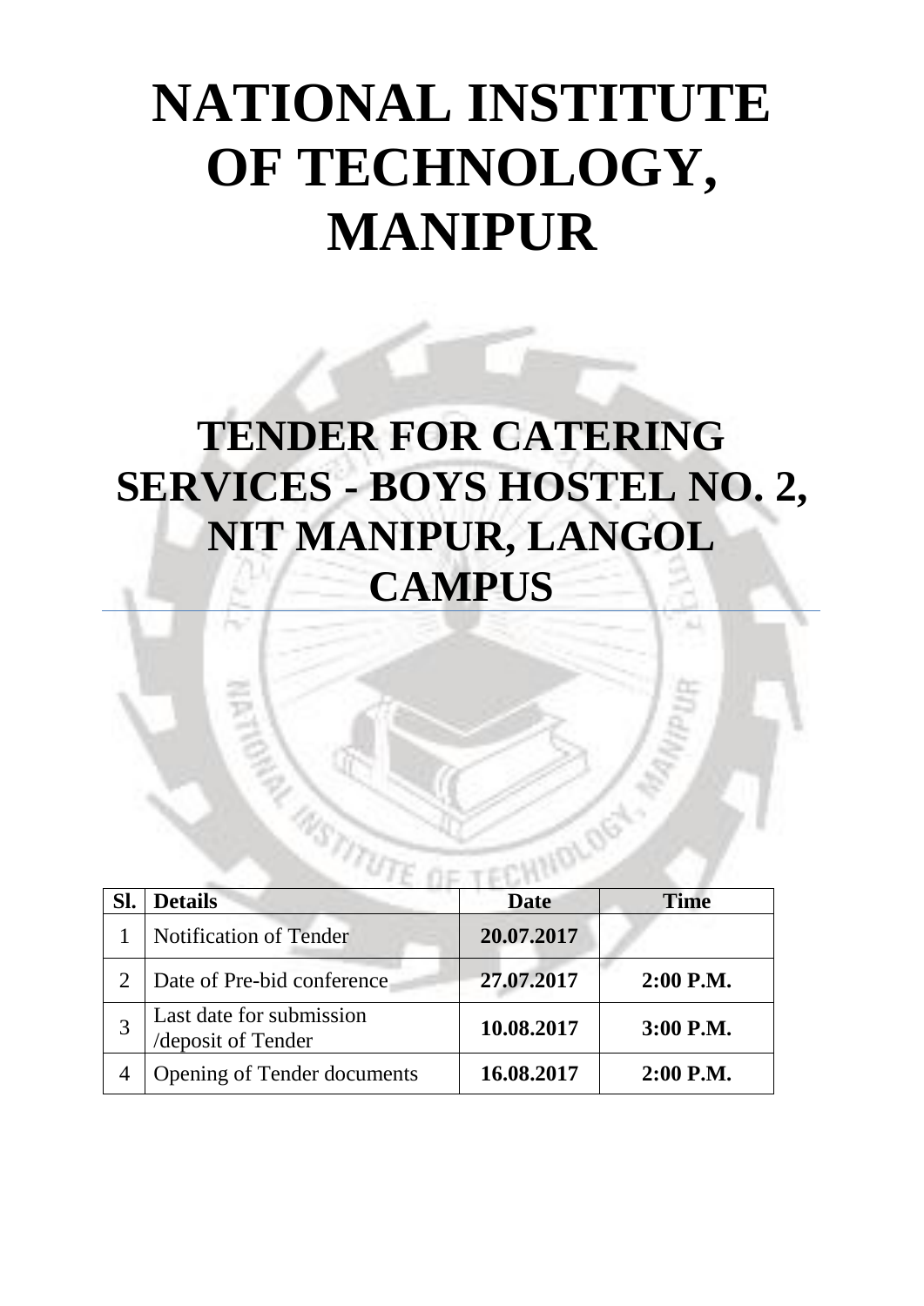# NATIONAL INSTITUTE OF TECHNOLOGY, MANIPUR

## TENDER FOR CATERING SERVICES - BOYS HOSTEL NO. 2, NIT MANIPUR, LANGOL CAMPUS

| Sl. | Details | Date | Time |
|---|---|---|---|
| 1 | Notification of Tender | **20.07.2017** | |
| 2 | Date of Pre-bid conference | **27.07.2017** | **2:00 P.M.** |
| 3 | Last date for submission /deposit of Tender | **10.08.2017** | **3:00 P.M.** |
| 4 | Opening of Tender documents | **16.08.2017** | **2:00 P.M.** |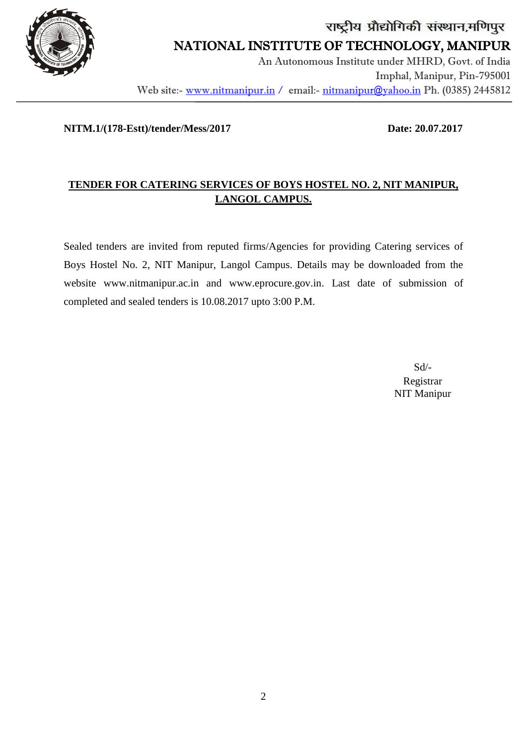राष्ट्रीय प्रौद्योगिकी संस्थान,मणिपुर

# NATIONAL INSTITUTE OF TECHNOLOGY, MANIPUR

An Autonomous Institute under MHRD, Govt. of India
Imphal, Manipur, Pin-795001
Web site:- www.nitmanipur.in / email:- nitmanipur@yahoo.in Ph. (0385) 2445812

---

**NITM.1/(178-Estt)/tender/Mess/2017** **Date: 20.07.2017**

## TENDER FOR CATERING SERVICES OF BOYS HOSTEL NO. 2, NIT MANIPUR, LANGOL CAMPUS.

Sealed tenders are invited from reputed firms/Agencies for providing Catering services of Boys Hostel No. 2, NIT Manipur, Langol Campus. Details may be downloaded from the website www.nitmanipur.ac.in and www.eprocure.gov.in. Last date of submission of completed and sealed tenders is 10.08.2017 upto 3:00 P.M.

Sd/-
Registrar
NIT Manipur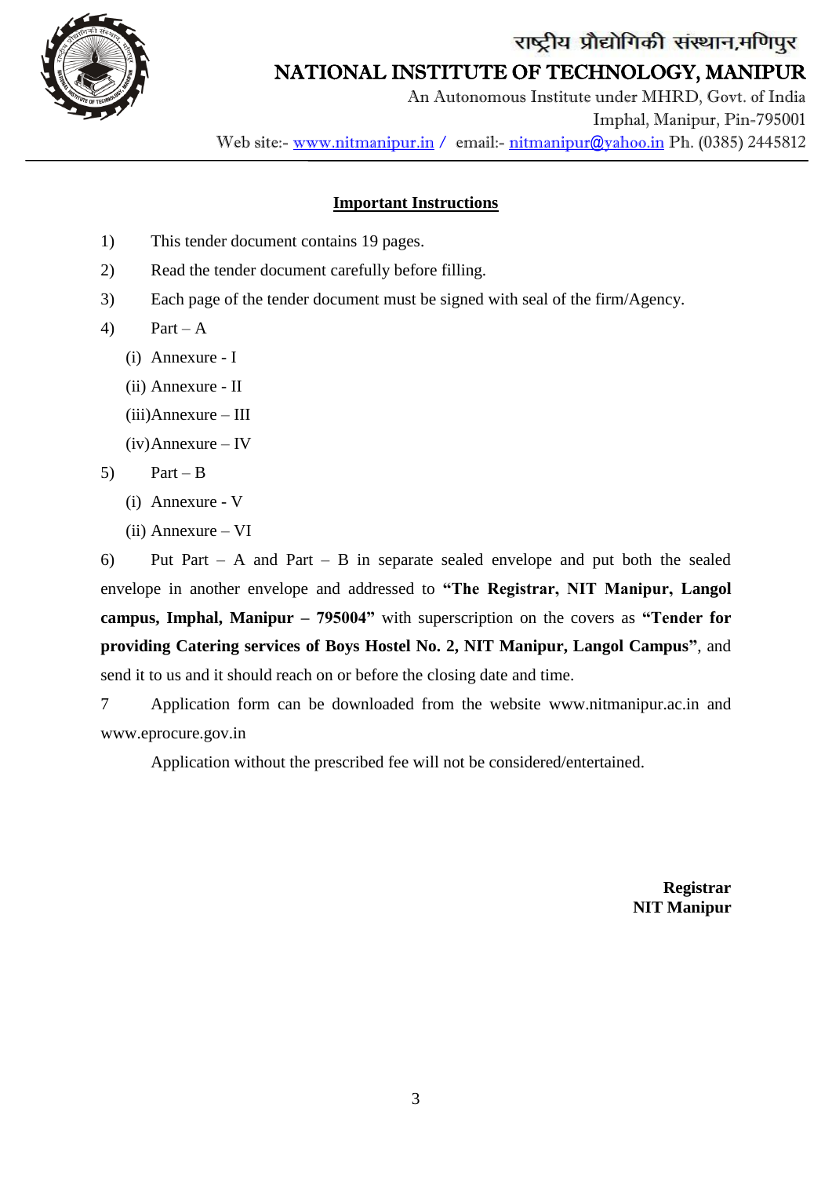राष्ट्रीय प्रौद्योगिकी संस्थान,मणिपुर

NATIONAL INSTITUTE OF TECHNOLOGY, MANIPUR

An Autonomous Institute under MHRD, Govt. of India

Imphal, Manipur, Pin-795001

Web site:- www.nitmanipur.in / email:- nitmanipur@yahoo.in Ph. (0385) 2445812

## Important Instructions

1) This tender document contains 19 pages.

2) Read the tender document carefully before filling.

3) Each page of the tender document must be signed with seal of the firm/Agency.

4) Part – A
   - (i) Annexure - I
   - (ii) Annexure - II
   - (iii) Annexure – III
   - (iv) Annexure – IV

5) Part – B
   - (i) Annexure - V
   - (ii) Annexure – VI

6) Put Part – A and Part – B in separate sealed envelope and put both the sealed envelope in another envelope and addressed to **"The Registrar, NIT Manipur, Langol campus, Imphal, Manipur – 795004"** with superscription on the covers as **"Tender for providing Catering services of Boys Hostel No. 2, NIT Manipur, Langol Campus"**, and send it to us and it should reach on or before the closing date and time.

7 Application form can be downloaded from the website www.nitmanipur.ac.in and www.eprocure.gov.in

Application without the prescribed fee will not be considered/entertained.

**Registrar**
**NIT Manipur**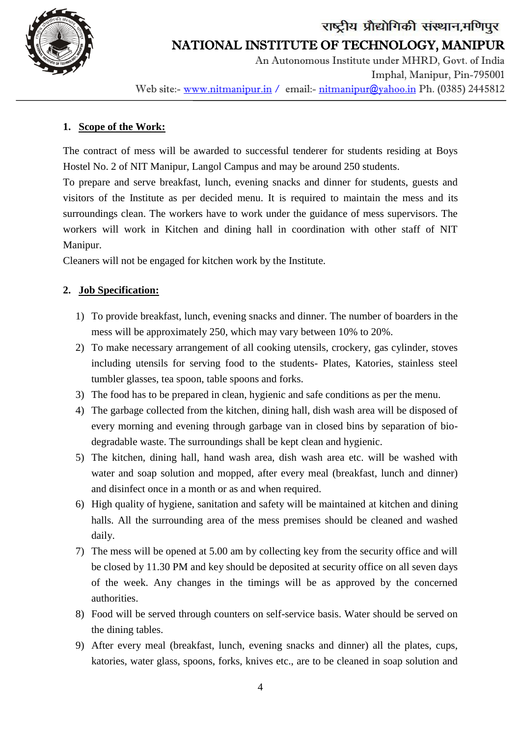## 1. Scope of the Work:

The contract of mess will be awarded to successful tenderer for students residing at Boys Hostel No. 2 of NIT Manipur, Langol Campus and may be around 250 students.
To prepare and serve breakfast, lunch, evening snacks and dinner for students, guests and visitors of the Institute as per decided menu. It is required to maintain the mess and its surroundings clean. The workers have to work under the guidance of mess supervisors. The workers will work in Kitchen and dining hall in coordination with other staff of NIT Manipur.
Cleaners will not be engaged for kitchen work by the Institute.

## 2. Job Specification:

1) To provide breakfast, lunch, evening snacks and dinner. The number of boarders in the mess will be approximately 250, which may vary between 10% to 20%.
2) To make necessary arrangement of all cooking utensils, crockery, gas cylinder, stoves including utensils for serving food to the students- Plates, Katories, stainless steel tumbler glasses, tea spoon, table spoons and forks.
3) The food has to be prepared in clean, hygienic and safe conditions as per the menu.
4) The garbage collected from the kitchen, dining hall, dish wash area will be disposed of every morning and evening through garbage van in closed bins by separation of bio-degradable waste. The surroundings shall be kept clean and hygienic.
5) The kitchen, dining hall, hand wash area, dish wash area etc. will be washed with water and soap solution and mopped, after every meal (breakfast, lunch and dinner) and disinfect once in a month or as and when required.
6) High quality of hygiene, sanitation and safety will be maintained at kitchen and dining halls. All the surrounding area of the mess premises should be cleaned and washed daily.
7) The mess will be opened at 5.00 am by collecting key from the security office and will be closed by 11.30 PM and key should be deposited at security office on all seven days of the week. Any changes in the timings will be as approved by the concerned authorities.
8) Food will be served through counters on self-service basis. Water should be served on the dining tables.
9) After every meal (breakfast, lunch, evening snacks and dinner) all the plates, cups, katories, water glass, spoons, forks, knives etc., are to be cleaned in soap solution and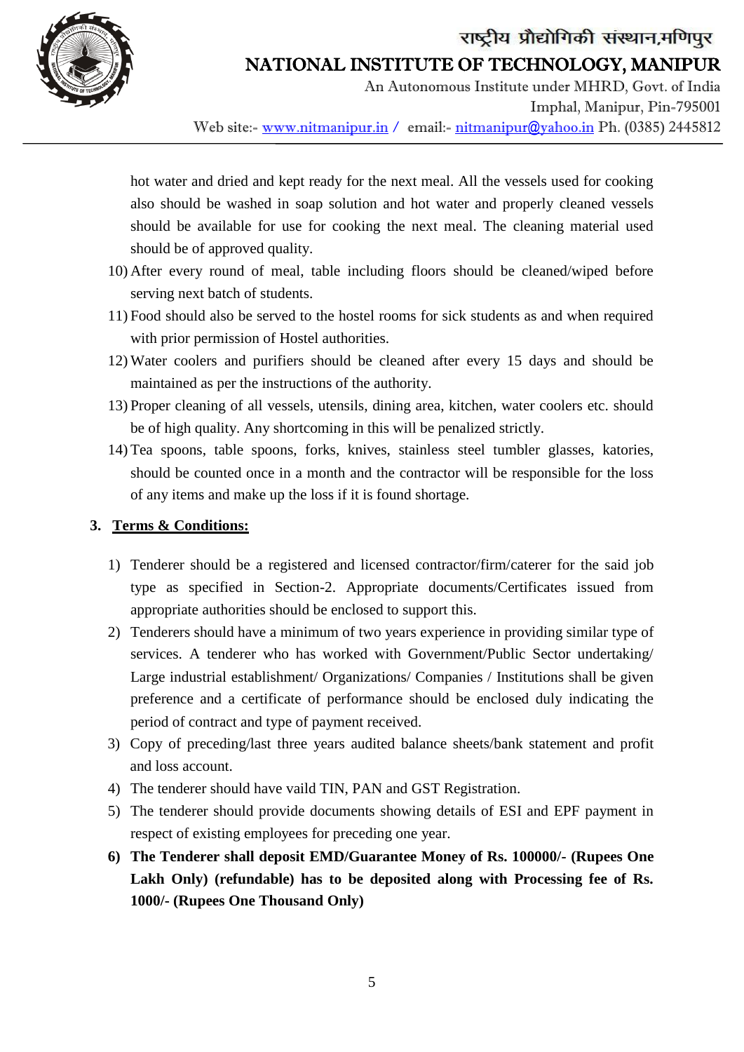hot water and dried and kept ready for the next meal. All the vessels used for cooking also should be washed in soap solution and hot water and properly cleaned vessels should be available for use for cooking the next meal. The cleaning material used should be of approved quality.

10) After every round of meal, table including floors should be cleaned/wiped before serving next batch of students.
11) Food should also be served to the hostel rooms for sick students as and when required with prior permission of Hostel authorities.
12) Water coolers and purifiers should be cleaned after every 15 days and should be maintained as per the instructions of the authority.
13) Proper cleaning of all vessels, utensils, dining area, kitchen, water coolers etc. should be of high quality. Any shortcoming in this will be penalized strictly.
14) Tea spoons, table spoons, forks, knives, stainless steel tumbler glasses, katories, should be counted once in a month and the contractor will be responsible for the loss of any items and make up the loss if it is found shortage.

## 3. Terms & Conditions:

1) Tenderer should be a registered and licensed contractor/firm/caterer for the said job type as specified in Section-2. Appropriate documents/Certificates issued from appropriate authorities should be enclosed to support this.
2) Tenderers should have a minimum of two years experience in providing similar type of services. A tenderer who has worked with Government/Public Sector undertaking/ Large industrial establishment/ Organizations/ Companies / Institutions shall be given preference and a certificate of performance should be enclosed duly indicating the period of contract and type of payment received.
3) Copy of preceding/last three years audited balance sheets/bank statement and profit and loss account.
4) The tenderer should have vaild TIN, PAN and GST Registration.
5) The tenderer should provide documents showing details of ESI and EPF payment in respect of existing employees for preceding one year.
6) **The Tenderer shall deposit EMD/Guarantee Money of Rs. 100000/- (Rupees One Lakh Only) (refundable) has to be deposited along with Processing fee of Rs. 1000/- (Rupees One Thousand Only)**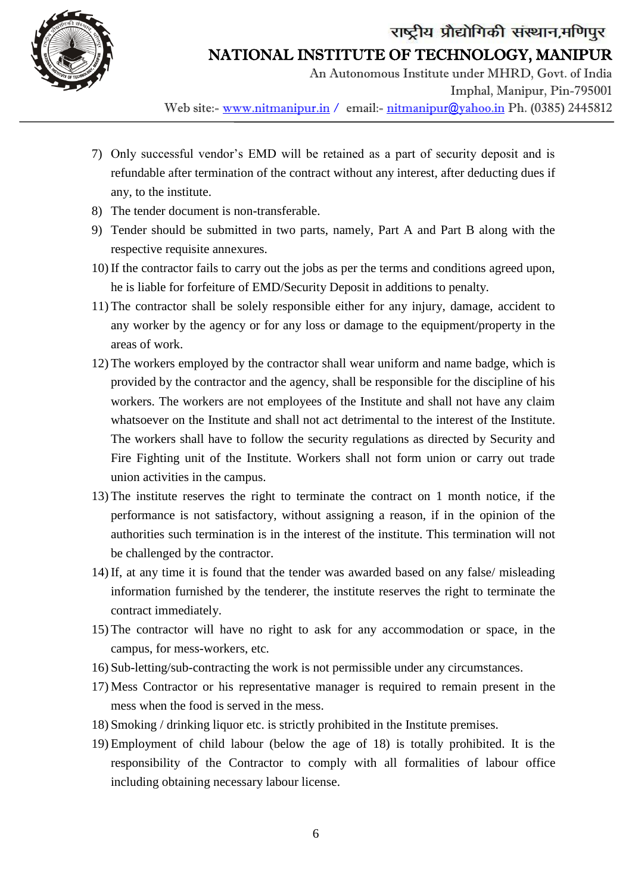7) Only successful vendor's EMD will be retained as a part of security deposit and is refundable after termination of the contract without any interest, after deducting dues if any, to the institute.
8) The tender document is non-transferable.
9) Tender should be submitted in two parts, namely, Part A and Part B along with the respective requisite annexures.
10) If the contractor fails to carry out the jobs as per the terms and conditions agreed upon, he is liable for forfeiture of EMD/Security Deposit in additions to penalty.
11) The contractor shall be solely responsible either for any injury, damage, accident to any worker by the agency or for any loss or damage to the equipment/property in the areas of work.
12) The workers employed by the contractor shall wear uniform and name badge, which is provided by the contractor and the agency, shall be responsible for the discipline of his workers. The workers are not employees of the Institute and shall not have any claim whatsoever on the Institute and shall not act detrimental to the interest of the Institute. The workers shall have to follow the security regulations as directed by Security and Fire Fighting unit of the Institute. Workers shall not form union or carry out trade union activities in the campus.
13) The institute reserves the right to terminate the contract on 1 month notice, if the performance is not satisfactory, without assigning a reason, if in the opinion of the authorities such termination is in the interest of the institute. This termination will not be challenged by the contractor.
14) If, at any time it is found that the tender was awarded based on any false/ misleading information furnished by the tenderer, the institute reserves the right to terminate the contract immediately.
15) The contractor will have no right to ask for any accommodation or space, in the campus, for mess-workers, etc.
16) Sub-letting/sub-contracting the work is not permissible under any circumstances.
17) Mess Contractor or his representative manager is required to remain present in the mess when the food is served in the mess.
18) Smoking / drinking liquor etc. is strictly prohibited in the Institute premises.
19) Employment of child labour (below the age of 18) is totally prohibited. It is the responsibility of the Contractor to comply with all formalities of labour office including obtaining necessary labour license.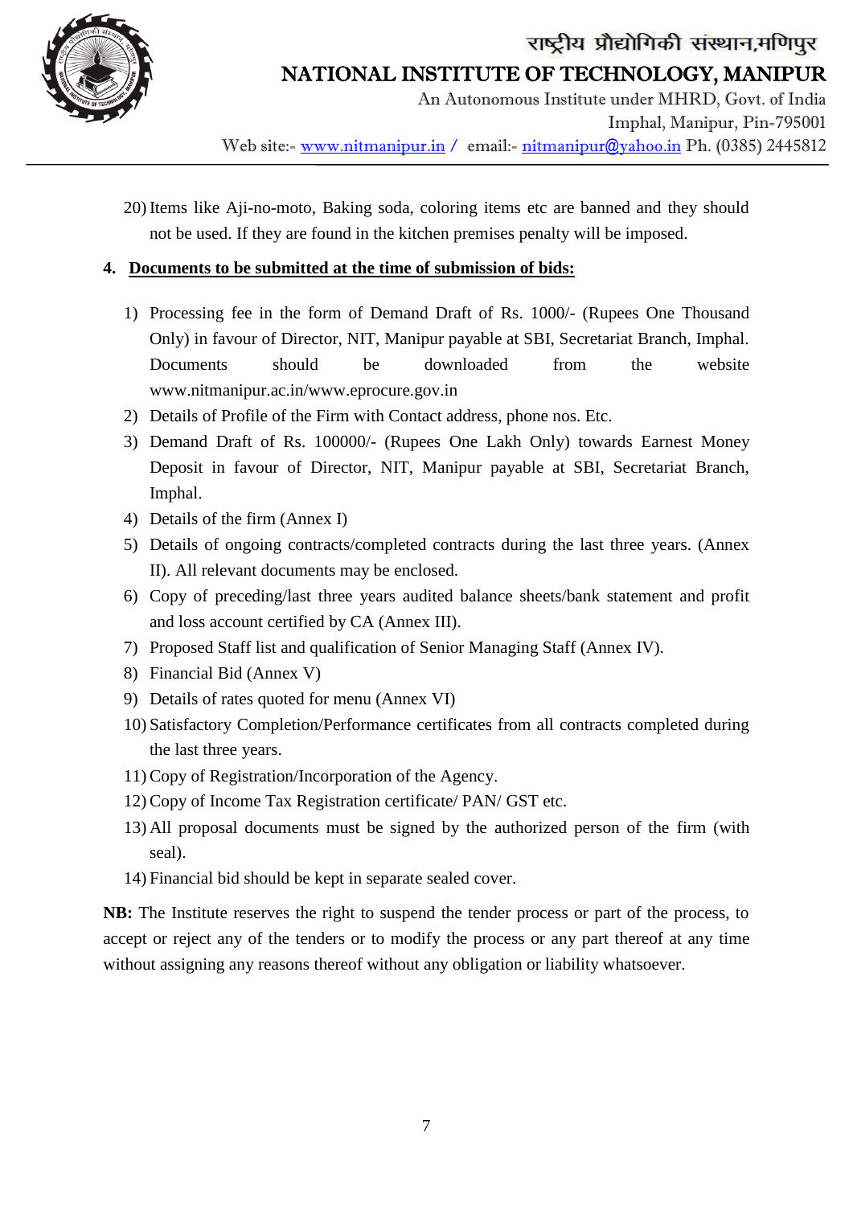20) Items like Aji-no-moto, Baking soda, coloring items etc are banned and they should not be used. If they are found in the kitchen premises penalty will be imposed.

**4. <u>Documents to be submitted at the time of submission of bids:</u>**

1) Processing fee in the form of Demand Draft of Rs. 1000/- (Rupees One Thousand Only) in favour of Director, NIT, Manipur payable at SBI, Secretariat Branch, Imphal. Documents should be downloaded from the website www.nitmanipur.ac.in/www.eprocure.gov.in
2) Details of Profile of the Firm with Contact address, phone nos. Etc.
3) Demand Draft of Rs. 100000/- (Rupees One Lakh Only) towards Earnest Money Deposit in favour of Director, NIT, Manipur payable at SBI, Secretariat Branch, Imphal.
4) Details of the firm (Annex I)
5) Details of ongoing contracts/completed contracts during the last three years. (Annex II). All relevant documents may be enclosed.
6) Copy of preceding/last three years audited balance sheets/bank statement and profit and loss account certified by CA (Annex III).
7) Proposed Staff list and qualification of Senior Managing Staff (Annex IV).
8) Financial Bid (Annex V)
9) Details of rates quoted for menu (Annex VI)
10) Satisfactory Completion/Performance certificates from all contracts completed during the last three years.
11) Copy of Registration/Incorporation of the Agency.
12) Copy of Income Tax Registration certificate/ PAN/ GST etc.
13) All proposal documents must be signed by the authorized person of the firm (with seal).
14) Financial bid should be kept in separate sealed cover.

**NB:** The Institute reserves the right to suspend the tender process or part of the process, to accept or reject any of the tenders or to modify the process or any part thereof at any time without assigning any reasons thereof without any obligation or liability whatsoever.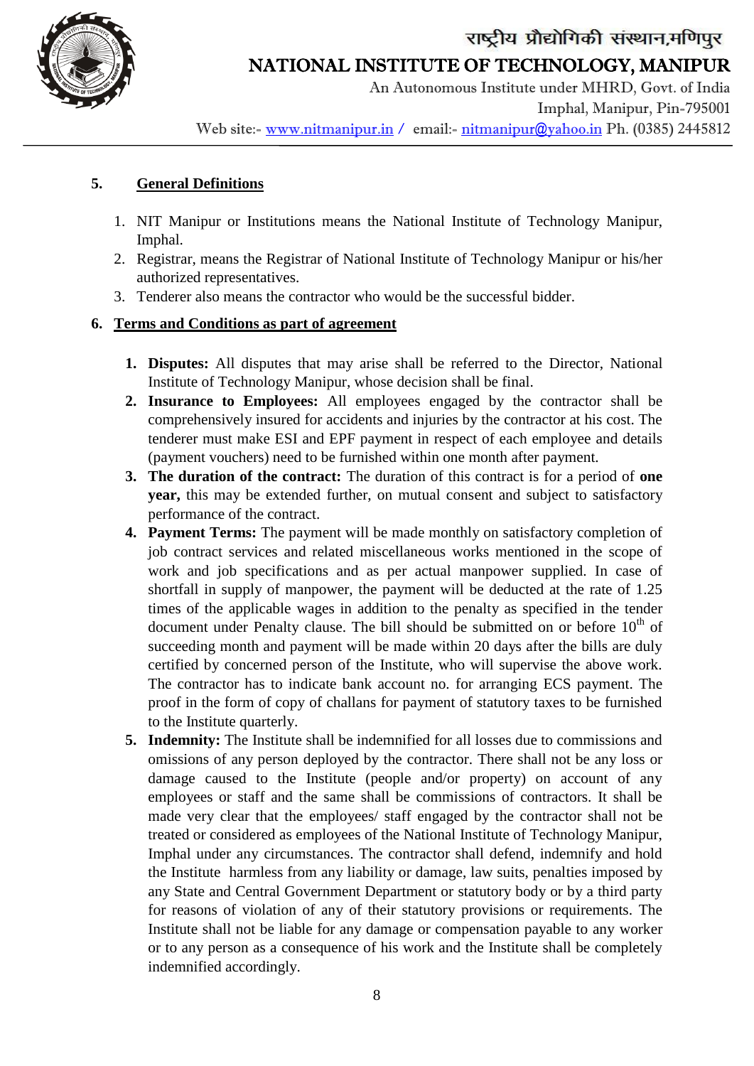## 5. General Definitions

1. NIT Manipur or Institutions means the National Institute of Technology Manipur, Imphal.
2. Registrar, means the Registrar of National Institute of Technology Manipur or his/her authorized representatives.
3. Tenderer also means the contractor who would be the successful bidder.

## 6. Terms and Conditions as part of agreement

1. **Disputes:** All disputes that may arise shall be referred to the Director, National Institute of Technology Manipur, whose decision shall be final.
2. **Insurance to Employees:** All employees engaged by the contractor shall be comprehensively insured for accidents and injuries by the contractor at his cost. The tenderer must make ESI and EPF payment in respect of each employee and details (payment vouchers) need to be furnished within one month after payment.
3. **The duration of the contract:** The duration of this contract is for a period of **one year,** this may be extended further, on mutual consent and subject to satisfactory performance of the contract.
4. **Payment Terms:** The payment will be made monthly on satisfactory completion of job contract services and related miscellaneous works mentioned in the scope of work and job specifications and as per actual manpower supplied. In case of shortfall in supply of manpower, the payment will be deducted at the rate of 1.25 times of the applicable wages in addition to the penalty as specified in the tender document under Penalty clause. The bill should be submitted on or before 10th of succeeding month and payment will be made within 20 days after the bills are duly certified by concerned person of the Institute, who will supervise the above work. The contractor has to indicate bank account no. for arranging ECS payment. The proof in the form of copy of challans for payment of statutory taxes to be furnished to the Institute quarterly.
5. **Indemnity:** The Institute shall be indemnified for all losses due to commissions and omissions of any person deployed by the contractor. There shall not be any loss or damage caused to the Institute (people and/or property) on account of any employees or staff and the same shall be commissions of contractors. It shall be made very clear that the employees/ staff engaged by the contractor shall not be treated or considered as employees of the National Institute of Technology Manipur, Imphal under any circumstances. The contractor shall defend, indemnify and hold the Institute harmless from any liability or damage, law suits, penalties imposed by any State and Central Government Department or statutory body or by a third party for reasons of violation of any of their statutory provisions or requirements. The Institute shall not be liable for any damage or compensation payable to any worker or to any person as a consequence of his work and the Institute shall be completely indemnified accordingly.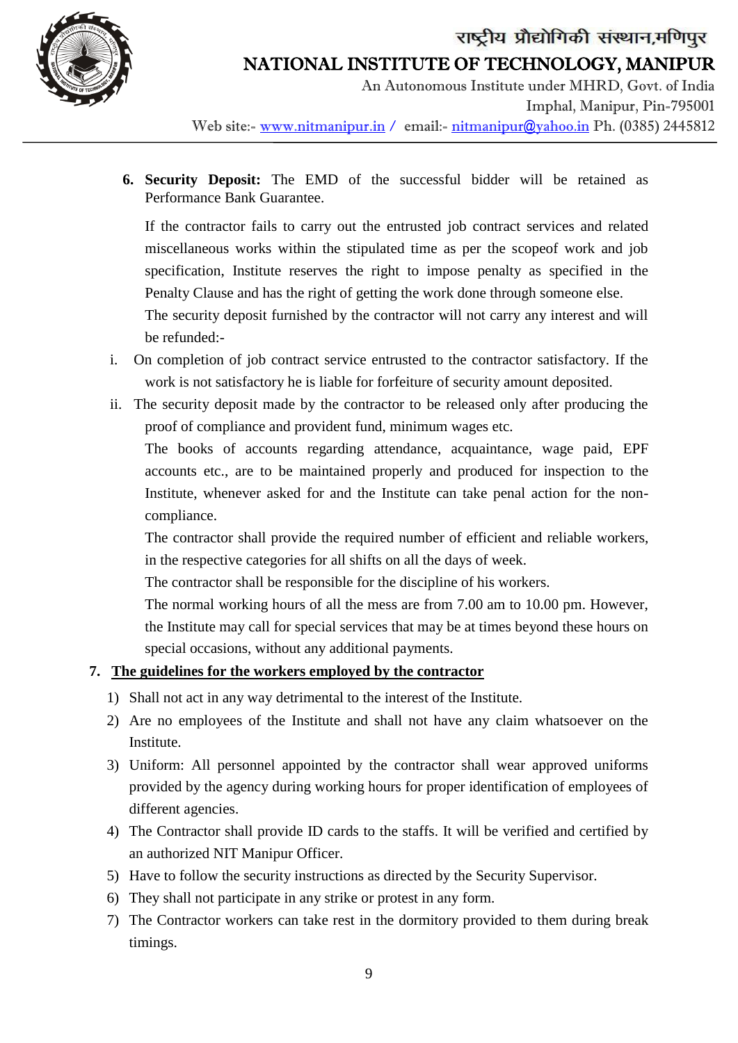6. **Security Deposit:** The EMD of the successful bidder will be retained as Performance Bank Guarantee.

   If the contractor fails to carry out the entrusted job contract services and related miscellaneous works within the stipulated time as per the scopeof work and job specification, Institute reserves the right to impose penalty as specified in the Penalty Clause and has the right of getting the work done through someone else.

   The security deposit furnished by the contractor will not carry any interest and will be refunded:-

   i. On completion of job contract service entrusted to the contractor satisfactory. If the work is not satisfactory he is liable for forfeiture of security amount deposited.

   ii. The security deposit made by the contractor to be released only after producing the proof of compliance and provident fund, minimum wages etc.

   The books of accounts regarding attendance, acquaintance, wage paid, EPF accounts etc., are to be maintained properly and produced for inspection to the Institute, whenever asked for and the Institute can take penal action for the non-compliance.

   The contractor shall provide the required number of efficient and reliable workers, in the respective categories for all shifts on all the days of week.

   The contractor shall be responsible for the discipline of his workers.

   The normal working hours of all the mess are from 7.00 am to 10.00 pm. However, the Institute may call for special services that may be at times beyond these hours on special occasions, without any additional payments.

7. **<u>The guidelines for the workers employed by the contractor</u>**

   1) Shall not act in any way detrimental to the interest of the Institute.
   2) Are no employees of the Institute and shall not have any claim whatsoever on the Institute.
   3) Uniform: All personnel appointed by the contractor shall wear approved uniforms provided by the agency during working hours for proper identification of employees of different agencies.
   4) The Contractor shall provide ID cards to the staffs. It will be verified and certified by an authorized NIT Manipur Officer.
   5) Have to follow the security instructions as directed by the Security Supervisor.
   6) They shall not participate in any strike or protest in any form.
   7) The Contractor workers can take rest in the dormitory provided to them during break timings.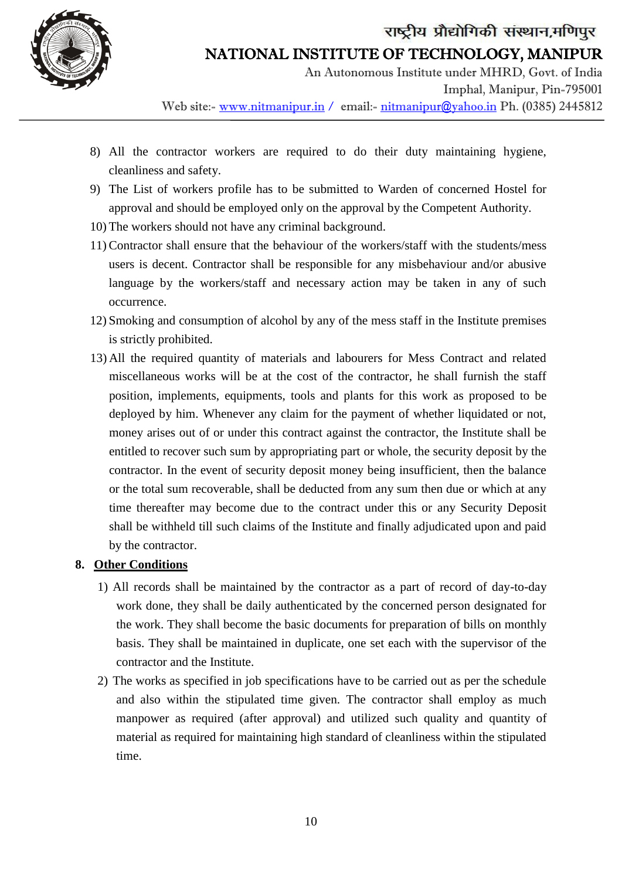8) All the contractor workers are required to do their duty maintaining hygiene, cleanliness and safety.
9) The List of workers profile has to be submitted to Warden of concerned Hostel for approval and should be employed only on the approval by the Competent Authority.
10) The workers should not have any criminal background.
11) Contractor shall ensure that the behaviour of the workers/staff with the students/mess users is decent. Contractor shall be responsible for any misbehaviour and/or abusive language by the workers/staff and necessary action may be taken in any of such occurrence.
12) Smoking and consumption of alcohol by any of the mess staff in the Institute premises is strictly prohibited.
13) All the required quantity of materials and labourers for Mess Contract and related miscellaneous works will be at the cost of the contractor, he shall furnish the staff position, implements, equipments, tools and plants for this work as proposed to be deployed by him. Whenever any claim for the payment of whether liquidated or not, money arises out of or under this contract against the contractor, the Institute shall be entitled to recover such sum by appropriating part or whole, the security deposit by the contractor. In the event of security deposit money being insufficient, then the balance or the total sum recoverable, shall be deducted from any sum then due or which at any time thereafter may become due to the contract under this or any Security Deposit shall be withheld till such claims of the Institute and finally adjudicated upon and paid by the contractor.

**8. <u>Other Conditions</u>**

1) All records shall be maintained by the contractor as a part of record of day-to-day work done, they shall be daily authenticated by the concerned person designated for the work. They shall become the basic documents for preparation of bills on monthly basis. They shall be maintained in duplicate, one set each with the supervisor of the contractor and the Institute.
2) The works as specified in job specifications have to be carried out as per the schedule and also within the stipulated time given. The contractor shall employ as much manpower as required (after approval) and utilized such quality and quantity of material as required for maintaining high standard of cleanliness within the stipulated time.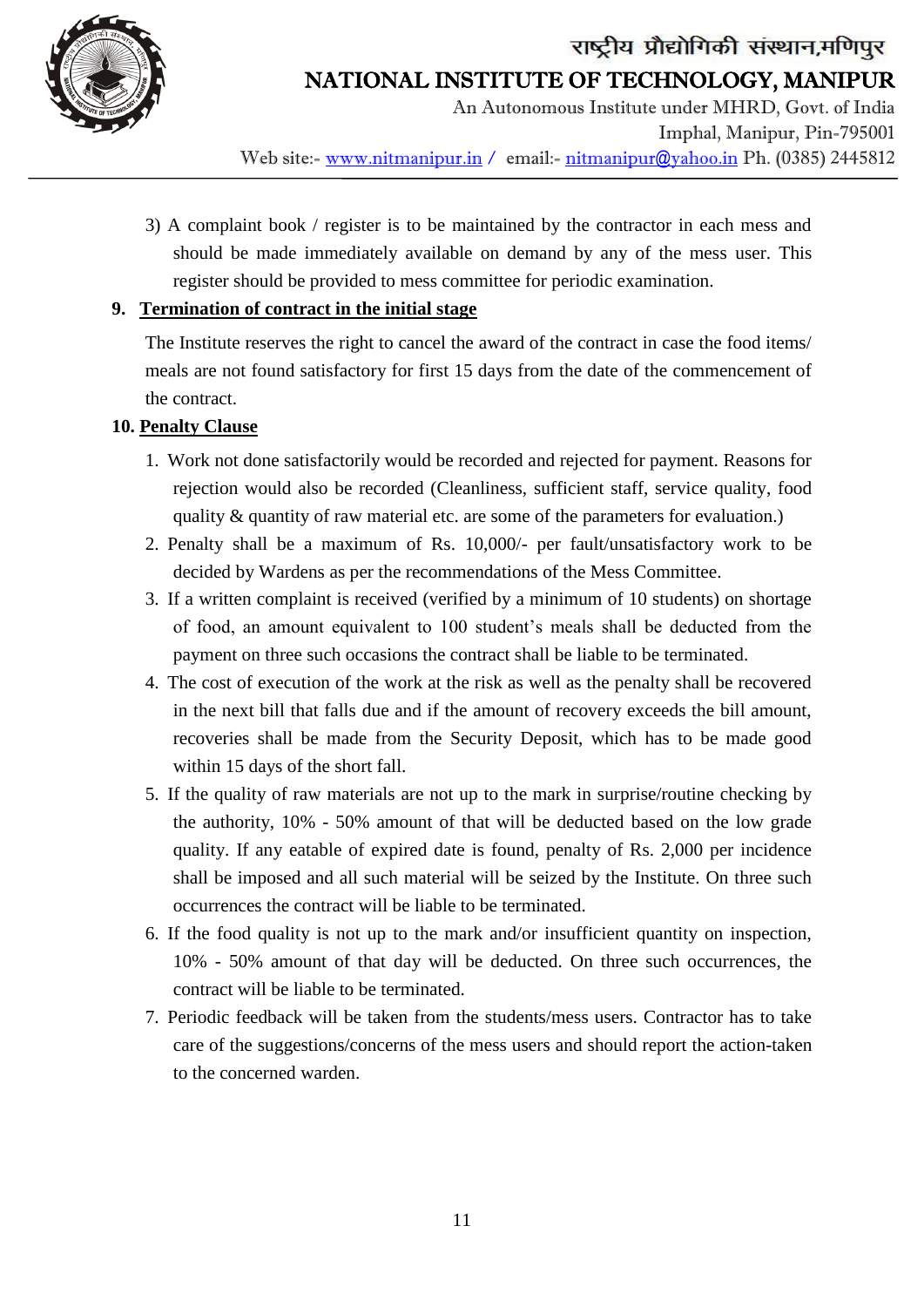3) A complaint book / register is to be maintained by the contractor in each mess and should be made immediately available on demand by any of the mess user. This register should be provided to mess committee for periodic examination.

**9. Termination of contract in the initial stage**

The Institute reserves the right to cancel the award of the contract in case the food items/ meals are not found satisfactory for first 15 days from the date of the commencement of the contract.

**10. Penalty Clause**

1. Work not done satisfactorily would be recorded and rejected for payment. Reasons for rejection would also be recorded (Cleanliness, sufficient staff, service quality, food quality & quantity of raw material etc. are some of the parameters for evaluation.)
2. Penalty shall be a maximum of Rs. 10,000/- per fault/unsatisfactory work to be decided by Wardens as per the recommendations of the Mess Committee.
3. If a written complaint is received (verified by a minimum of 10 students) on shortage of food, an amount equivalent to 100 student's meals shall be deducted from the payment on three such occasions the contract shall be liable to be terminated.
4. The cost of execution of the work at the risk as well as the penalty shall be recovered in the next bill that falls due and if the amount of recovery exceeds the bill amount, recoveries shall be made from the Security Deposit, which has to be made good within 15 days of the short fall.
5. If the quality of raw materials are not up to the mark in surprise/routine checking by the authority, 10% - 50% amount of that will be deducted based on the low grade quality. If any eatable of expired date is found, penalty of Rs. 2,000 per incidence shall be imposed and all such material will be seized by the Institute. On three such occurrences the contract will be liable to be terminated.
6. If the food quality is not up to the mark and/or insufficient quantity on inspection, 10% - 50% amount of that day will be deducted. On three such occurrences, the contract will be liable to be terminated.
7. Periodic feedback will be taken from the students/mess users. Contractor has to take care of the suggestions/concerns of the mess users and should report the action-taken to the concerned warden.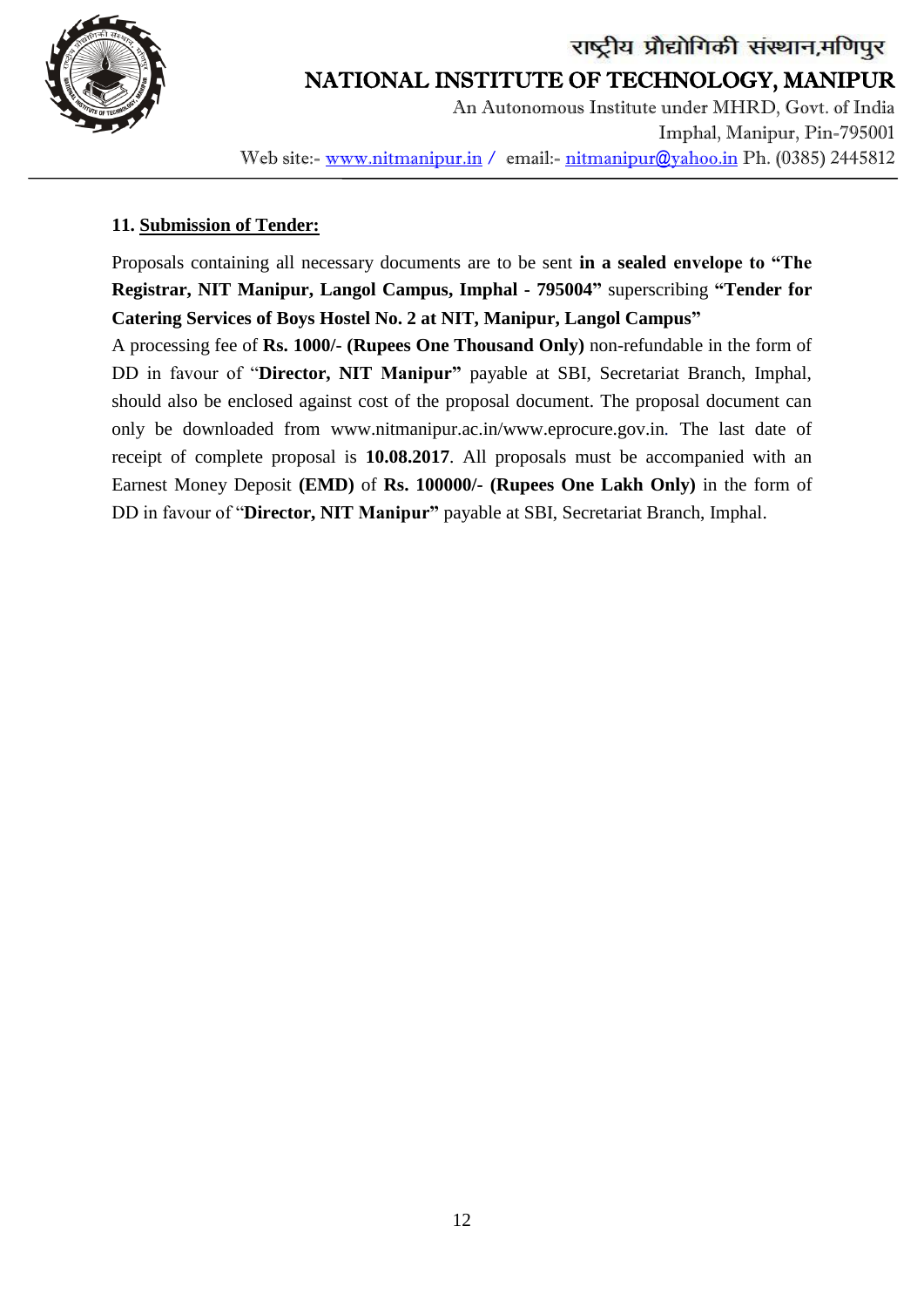### 11. Submission of Tender:

Proposals containing all necessary documents are to be sent **in a sealed envelope to "The Registrar, NIT Manipur, Langol Campus, Imphal - 795004"** superscribing **"Tender for Catering Services of Boys Hostel No. 2 at NIT, Manipur, Langol Campus"**

A processing fee of **Rs. 1000/- (Rupees One Thousand Only)** non-refundable in the form of DD in favour of "**Director, NIT Manipur"** payable at SBI, Secretariat Branch, Imphal, should also be enclosed against cost of the proposal document. The proposal document can only be downloaded from www.nitmanipur.ac.in/www.eprocure.gov.in. The last date of receipt of complete proposal is **10.08.2017**. All proposals must be accompanied with an Earnest Money Deposit **(EMD)** of **Rs. 100000/- (Rupees One Lakh Only)** in the form of DD in favour of "**Director, NIT Manipur"** payable at SBI, Secretariat Branch, Imphal.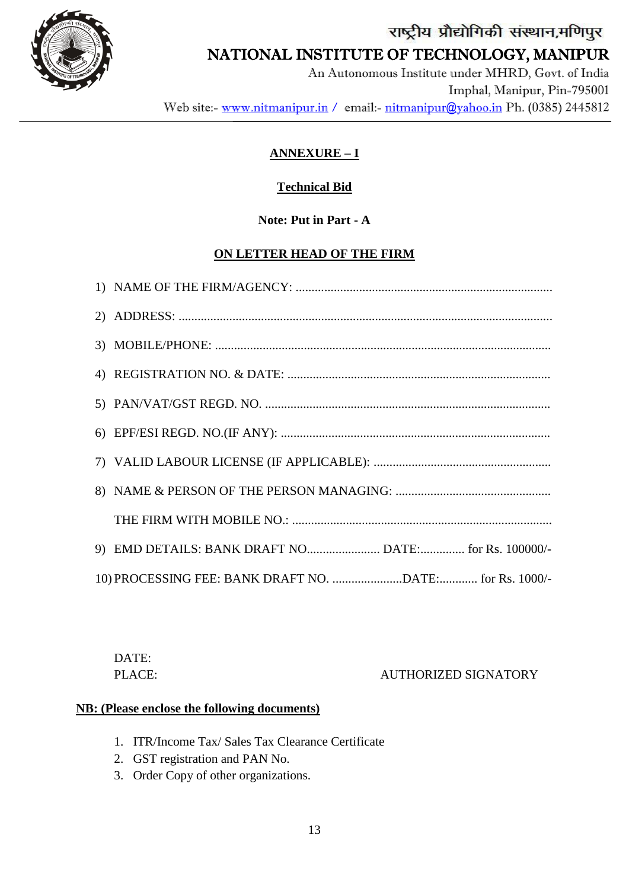राष्ट्रीय प्रौद्योगिकी संस्थान,मणिपुर

# NATIONAL INSTITUTE OF TECHNOLOGY, MANIPUR

An Autonomous Institute under MHRD, Govt. of India

Imphal, Manipur, Pin-795001

Web site:- www.nitmanipur.in / email:- nitmanipur@yahoo.in Ph. (0385) 2445812

---

## ANNEXURE – I

### Technical Bid

**Note: Put in Part - A**

**ON LETTER HEAD OF THE FIRM**

1) NAME OF THE FIRM/AGENCY: ..................................................................................

2) ADDRESS: ......................................................................................................................

3) MOBILE/PHONE: ..........................................................................................................

4) REGISTRATION NO. & DATE: ...................................................................................

5) PAN/VAT/GST REGD. NO. ..........................................................................................

6) EPF/ESI REGD. NO.(IF ANY): .....................................................................................

7) VALID LABOUR LICENSE (IF APPLICABLE): ........................................................

8) NAME & PERSON OF THE PERSON MANAGING: .................................................

   THE FIRM WITH MOBILE NO.: ..................................................................................

9) EMD DETAILS: BANK DRAFT NO....................... DATE:.............. for Rs. 100000/-

10) PROCESSING FEE: BANK DRAFT NO. ......................DATE:............ for Rs. 1000/-

DATE:

PLACE: AUTHORIZED SIGNATORY

**NB: (Please enclose the following documents)**

1. ITR/Income Tax/ Sales Tax Clearance Certificate
2. GST registration and PAN No.
3. Order Copy of other organizations.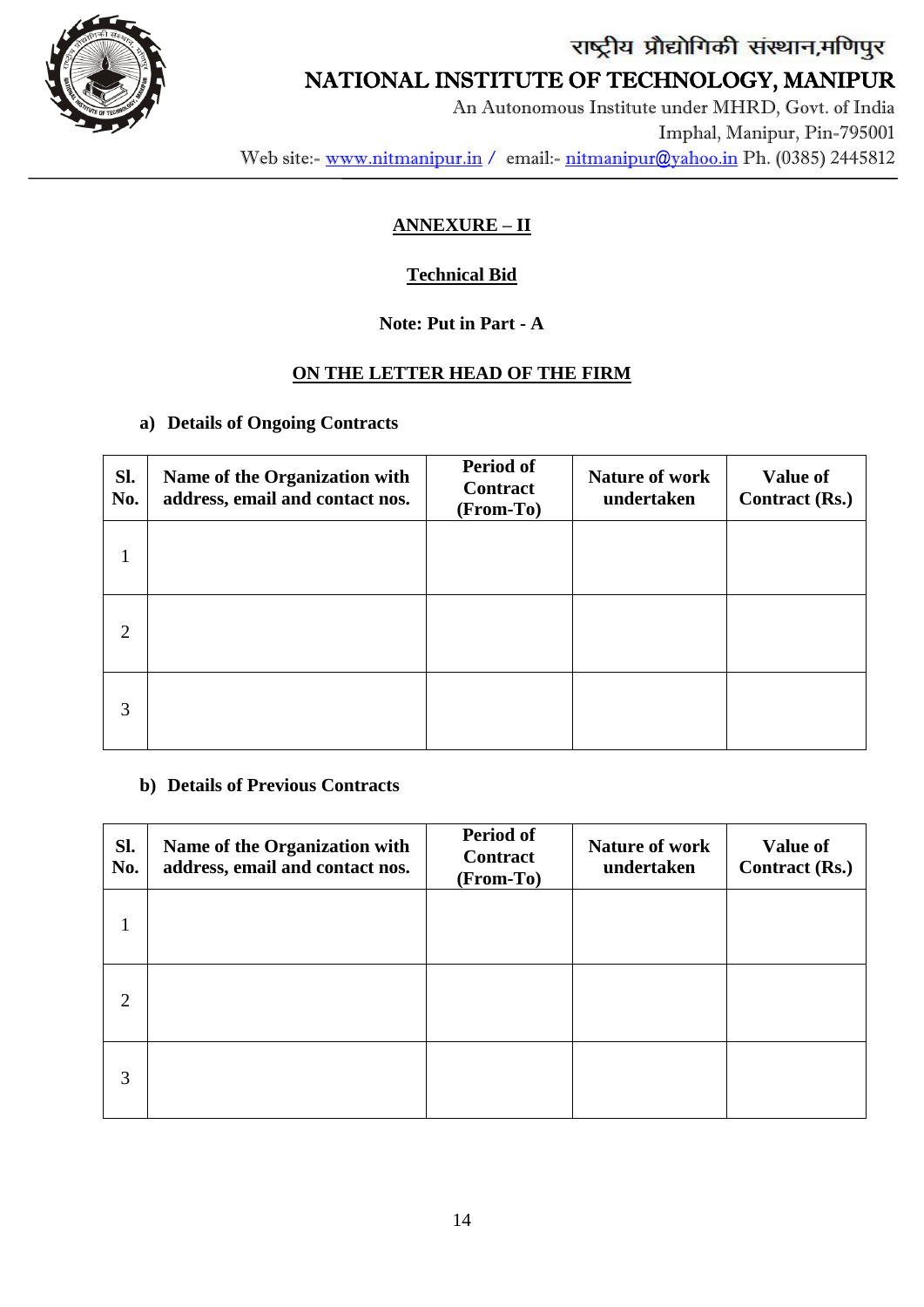राष्ट्रीय प्रौद्योगिकी संस्थान,मणिपुर

# NATIONAL INSTITUTE OF TECHNOLOGY, MANIPUR

An Autonomous Institute under MHRD, Govt. of India

Imphal, Manipur, Pin-795001

Web site:- www.nitmanipur.in / email:- nitmanipur@yahoo.in Ph. (0385) 2445812

---

## ANNEXURE – II

### Technical Bid

**Note: Put in Part - A**

**ON THE LETTER HEAD OF THE FIRM**

**a) Details of Ongoing Contracts**

| Sl. No. | Name of the Organization with address, email and contact nos. | Period of Contract (From-To) | Nature of work undertaken | Value of Contract (Rs.) |
|---|---|---|---|---|
| 1 | | | | |
| 2 | | | | |
| 3 | | | | |

**b) Details of Previous Contracts**

| Sl. No. | Name of the Organization with address, email and contact nos. | Period of Contract (From-To) | Nature of work undertaken | Value of Contract (Rs.) |
|---|---|---|---|---|
| 1 | | | | |
| 2 | | | | |
| 3 | | | | |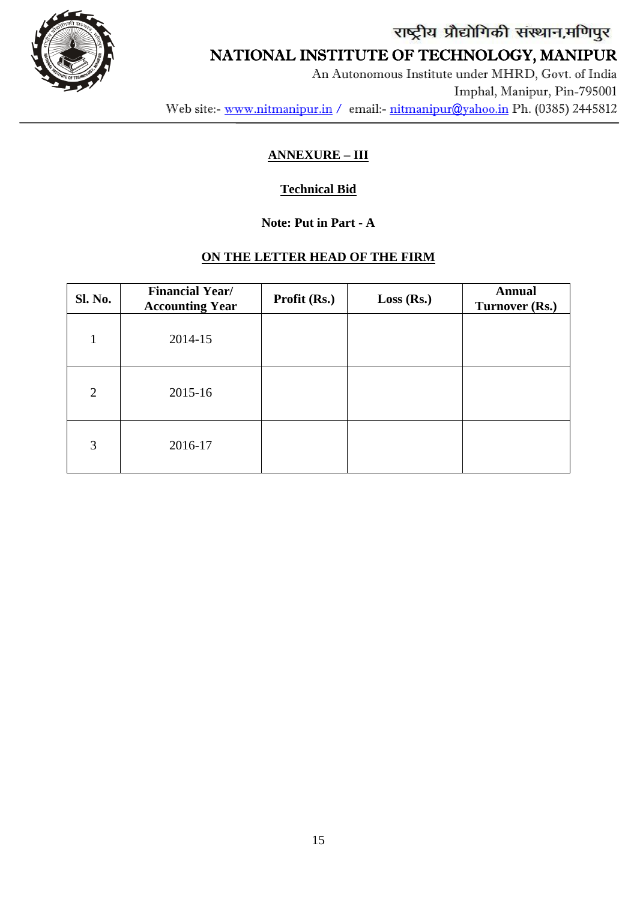राष्ट्रीय प्रौद्योगिकी संस्थान,मणिपुर

NATIONAL INSTITUTE OF TECHNOLOGY, MANIPUR

An Autonomous Institute under MHRD, Govt. of India

Imphal, Manipur, Pin-795001

Web site:- www.nitmanipur.in / email:- nitmanipur@yahoo.in Ph. (0385) 2445812

## ANNEXURE – III

### Technical Bid

**Note: Put in Part - A**

**ON THE LETTER HEAD OF THE FIRM**

| Sl. No. | Financial Year/ Accounting Year | Profit (Rs.) | Loss (Rs.) | Annual Turnover (Rs.) |
|---|---|---|---|---|
| 1 | 2014-15 | | | |
| 2 | 2015-16 | | | |
| 3 | 2016-17 | | | |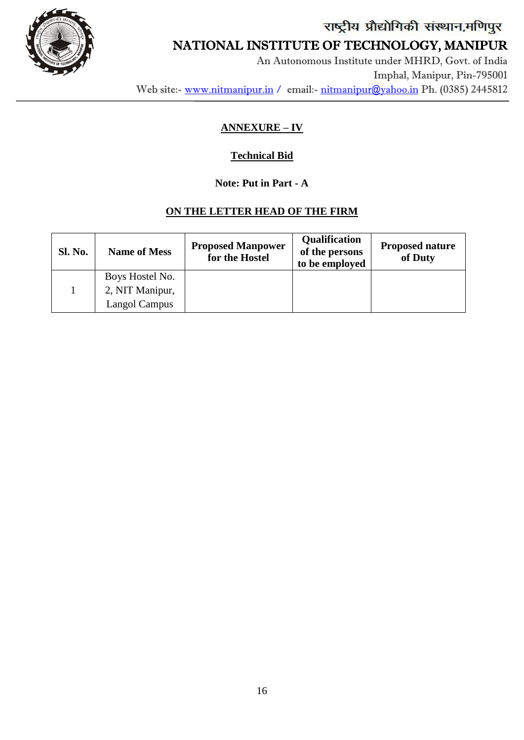# राष्ट्रीय प्रौद्योगिकी संस्थान,मणिपुर

# NATIONAL INSTITUTE OF TECHNOLOGY, MANIPUR

An Autonomous Institute under MHRD, Govt. of India
Imphal, Manipur, Pin-795001
Web site:- www.nitmanipur.in / email:- nitmanipur@yahoo.in Ph. (0385) 2445812

---

## ANNEXURE – IV

### Technical Bid

**Note: Put in Part - A**

**ON THE LETTER HEAD OF THE FIRM**

| Sl. No. | Name of Mess | Proposed Manpower for the Hostel | Qualification of the persons to be employed | Proposed nature of Duty |
|---|---|---|---|---|
| 1 | Boys Hostel No. 2, NIT Manipur, Langol Campus | | | |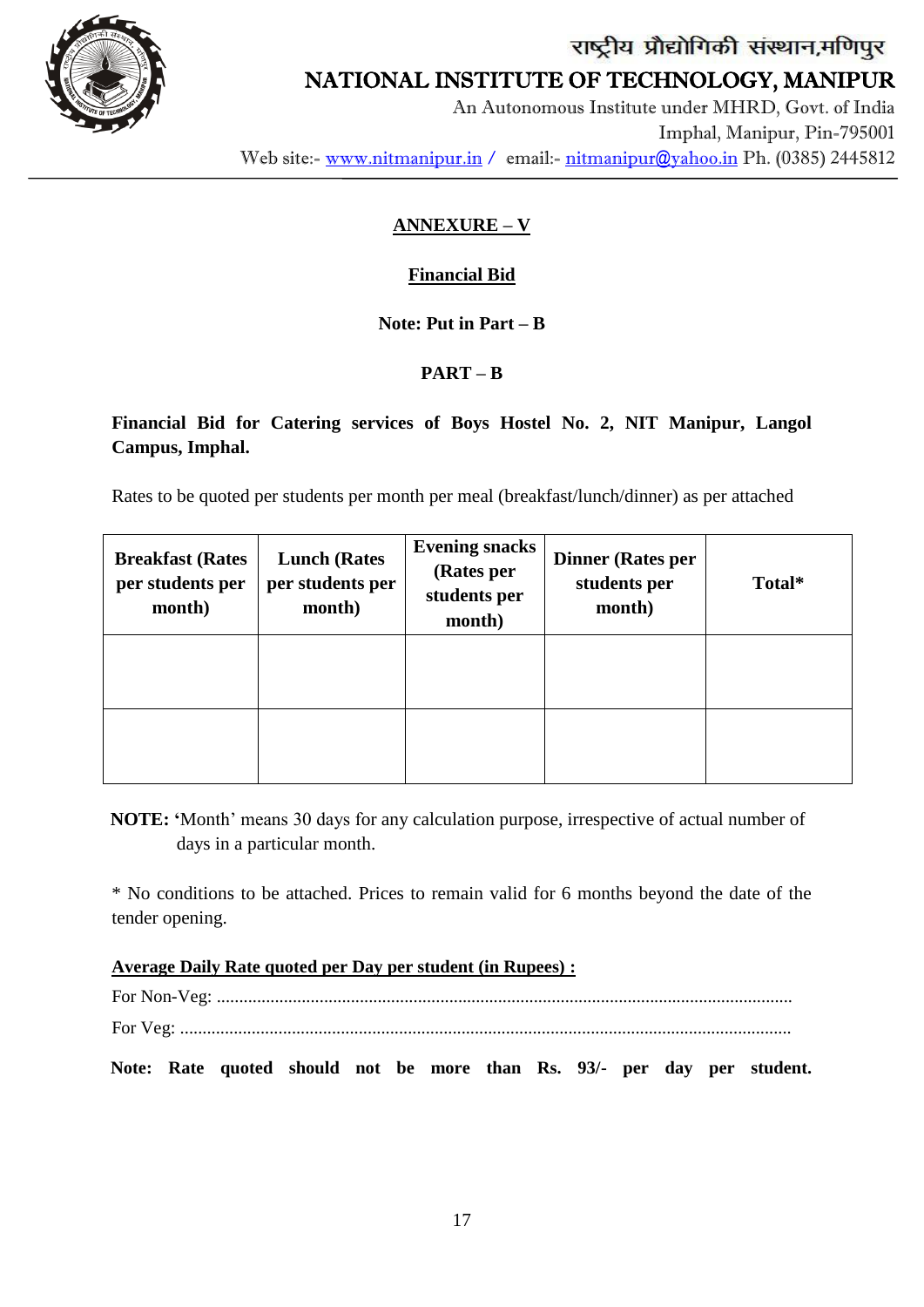राष्ट्रीय प्रौद्योगिकी संस्थान,मणिपुर

NATIONAL INSTITUTE OF TECHNOLOGY, MANIPUR

An Autonomous Institute under MHRD, Govt. of India

Imphal, Manipur, Pin-795001

Web site:- www.nitmanipur.in / email:- nitmanipur@yahoo.in Ph. (0385) 2445812

## ANNEXURE – V

### Financial Bid

**Note: Put in Part – B**

**PART – B**

**Financial Bid for Catering services of Boys Hostel No. 2, NIT Manipur, Langol Campus, Imphal.**

Rates to be quoted per students per month per meal (breakfast/lunch/dinner) as per attached

| Breakfast (Rates per students per month) | Lunch (Rates per students per month) | Evening snacks (Rates per students per month) | Dinner (Rates per students per month) | Total* |
|---|---|---|---|---|
| | | | | |
| | | | | |

**NOTE:** 'Month' means 30 days for any calculation purpose, irrespective of actual number of days in a particular month.

* No conditions to be attached. Prices to remain valid for 6 months beyond the date of the tender opening.

**Average Daily Rate quoted per Day per student (in Rupees) :**

For Non-Veg: ..................................................................................................................................

For Veg: ........................................................................................................................................

**Note: Rate quoted should not be more than Rs. 93/- per day per student.**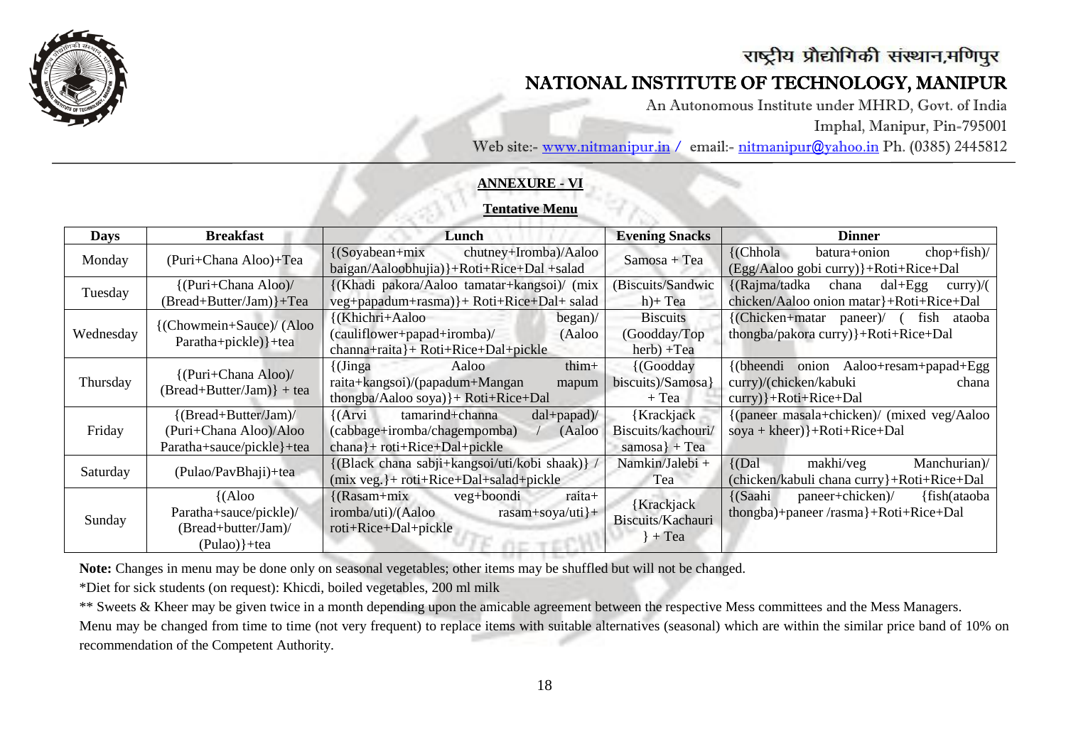राष्ट्रीय प्रौद्योगिकी संस्थान,मणिपुर

# NATIONAL INSTITUTE OF TECHNOLOGY, MANIPUR

An Autonomous Institute under MHRD, Govt. of India
Imphal, Manipur, Pin-795001
Web site:- www.nitmanipur.in / email:- nitmanipur@yahoo.in Ph. (0385) 2445812

**ANNEXURE - VI**

**Tentative Menu**

| Days | Breakfast | Lunch | Evening Snacks | Dinner |
|---|---|---|---|---|
| Monday | (Puri+Chana Aloo)+Tea | {(Soyabean+mix chutney+Iromba)/Aaloo baigan/Aaloobhujia)}+Roti+Rice+Dal +salad | Samosa + Tea | {(Chhola batura+onion chop+fish)/ (Egg/Aaloo gobi curry)}+Roti+Rice+Dal |
| Tuesday | {(Puri+Chana Aloo)/ (Bread+Butter/Jam)}+Tea | {(Khadi pakora/Aaloo tamatar+kangsoi)/ (mix veg+papadum+rasma)}+ Roti+Rice+Dal+ salad | (Biscuits/Sandwich)+ Tea | {(Rajma/tadka chana dal+Egg curry)/( chicken/Aaloo onion matar}+Roti+Rice+Dal |
| Wednesday | {(Chowmein+Sauce)/ (Aloo Paratha+pickle)}+tea | {(Khichri+Aaloo began)/ (cauliflower+papad+iromba)/ (Aaloo channa+raita}+ Roti+Rice+Dal+pickle | Biscuits (Goodday/Top herb) +Tea | {(Chicken+matar paneer)/ ( fish ataoba thongba/pakora curry)}+Roti+Rice+Dal |
| Thursday | {(Puri+Chana Aloo)/ (Bread+Butter/Jam)} + tea | {(Jinga Aaloo thim+ raita+kangsoi)/(papadum+Mangan mapum thongba/Aaloo soya)}+ Roti+Rice+Dal | {(Goodday biscuits)/Samosa} + Tea | {(bheendi onion Aaloo+resam+papad+Egg curry)/(chicken/kabuki chana curry)}+Roti+Rice+Dal |
| Friday | {(Bread+Butter/Jam)/ (Puri+Chana Aloo)/Aloo Paratha+sauce/pickle}+tea | {(Arvi tamarind+channa dal+papad)/ (cabbage+iromba/chagempomba) / (Aaloo chana}+ roti+Rice+Dal+pickle | {Krackjack Biscuits/kachouri/ samosa} + Tea | {(paneer masala+chicken)/ (mixed veg/Aaloo soya + kheer)}+Roti+Rice+Dal |
| Saturday | (Pulao/PavBhaji)+tea | {(Black chana sabji+kangsoi/uti/kobi shaak)} / (mix veg.}+ roti+Rice+Dal+salad+pickle | Namkin/Jalebi + Tea | {(Dal makhi/veg Manchurian)/ (chicken/kabuli chana curry}+Roti+Rice+Dal |
| Sunday | {(Aloo Paratha+sauce/pickle)/ (Bread+butter/Jam)/ (Pulao)}+tea | {(Rasam+mix veg+boondi raita+ iromba/uti)/(Aaloo rasam+soya/uti}+ roti+Rice+Dal+pickle | {Krackjack Biscuits/Kachauri } + Tea | {(Saahi paneer+chicken)/ {fish(ataoba thongba)+paneer /rasma}+Roti+Rice+Dal |

**Note:** Changes in menu may be done only on seasonal vegetables; other items may be shuffled but will not be changed.

*Diet for sick students (on request): Khicdi, boiled vegetables, 200 ml milk

** Sweets & Kheer may be given twice in a month depending upon the amicable agreement between the respective Mess committees and the Mess Managers.

Menu may be changed from time to time (not very frequent) to replace items with suitable alternatives (seasonal) which are within the similar price band of 10% on recommendation of the Competent Authority.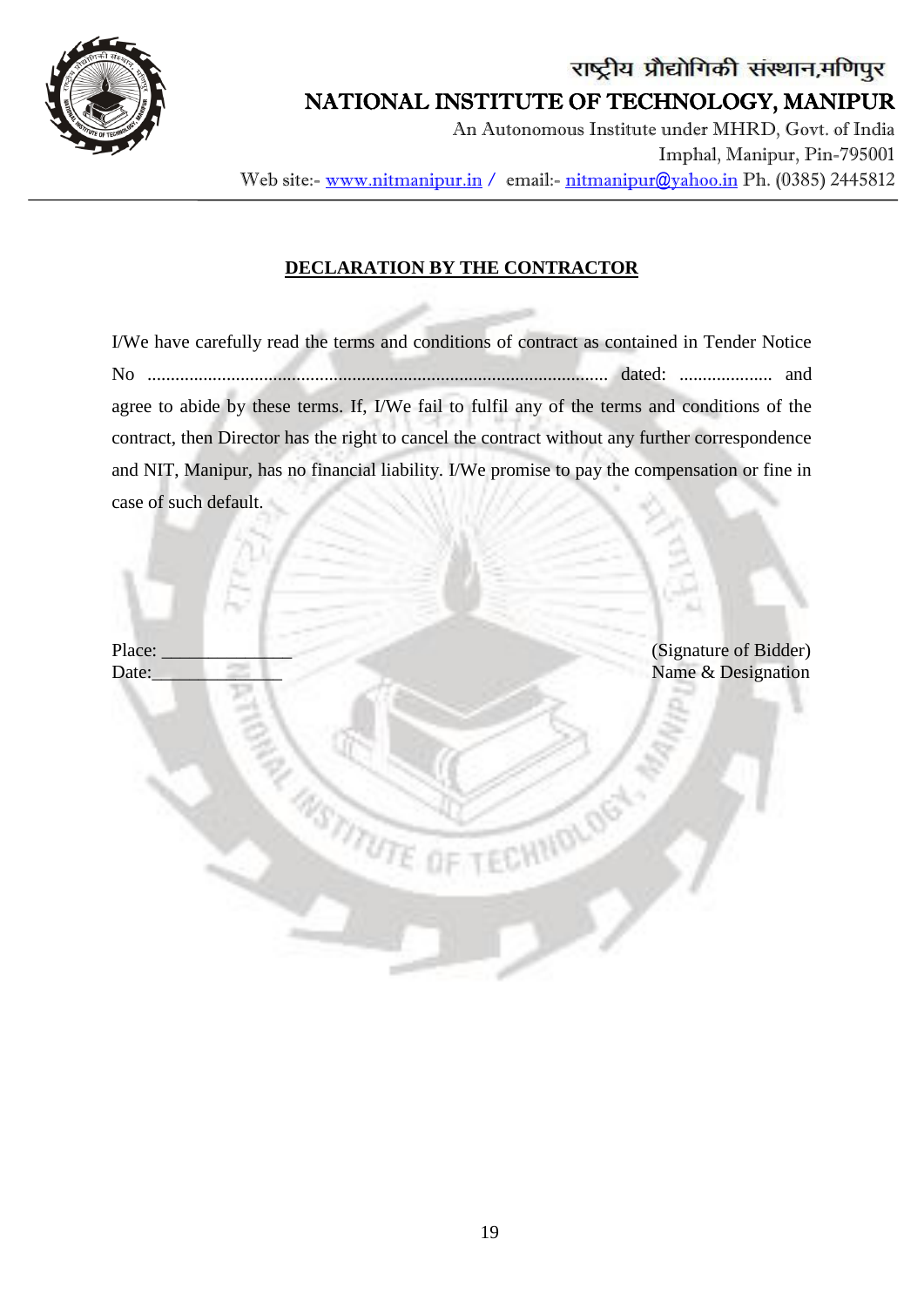राष्ट्रीय प्रौद्योगिकी संस्थान,मणिपुर

NATIONAL INSTITUTE OF TECHNOLOGY, MANIPUR

An Autonomous Institute under MHRD, Govt. of India

Imphal, Manipur, Pin-795001

Web site:- www.nitmanipur.in / email:- nitmanipur@yahoo.in Ph. (0385) 2445812

## DECLARATION BY THE CONTRACTOR

I/We have carefully read the terms and conditions of contract as contained in Tender Notice No ................................................................................................... dated: .................... and agree to abide by these terms. If, I/We fail to fulfil any of the terms and conditions of the contract, then Director has the right to cancel the contract without any further correspondence and NIT, Manipur, has no financial liability. I/We promise to pay the compensation or fine in case of such default.

Place: ______________ (Signature of Bidder)

Date:______________ Name & Designation